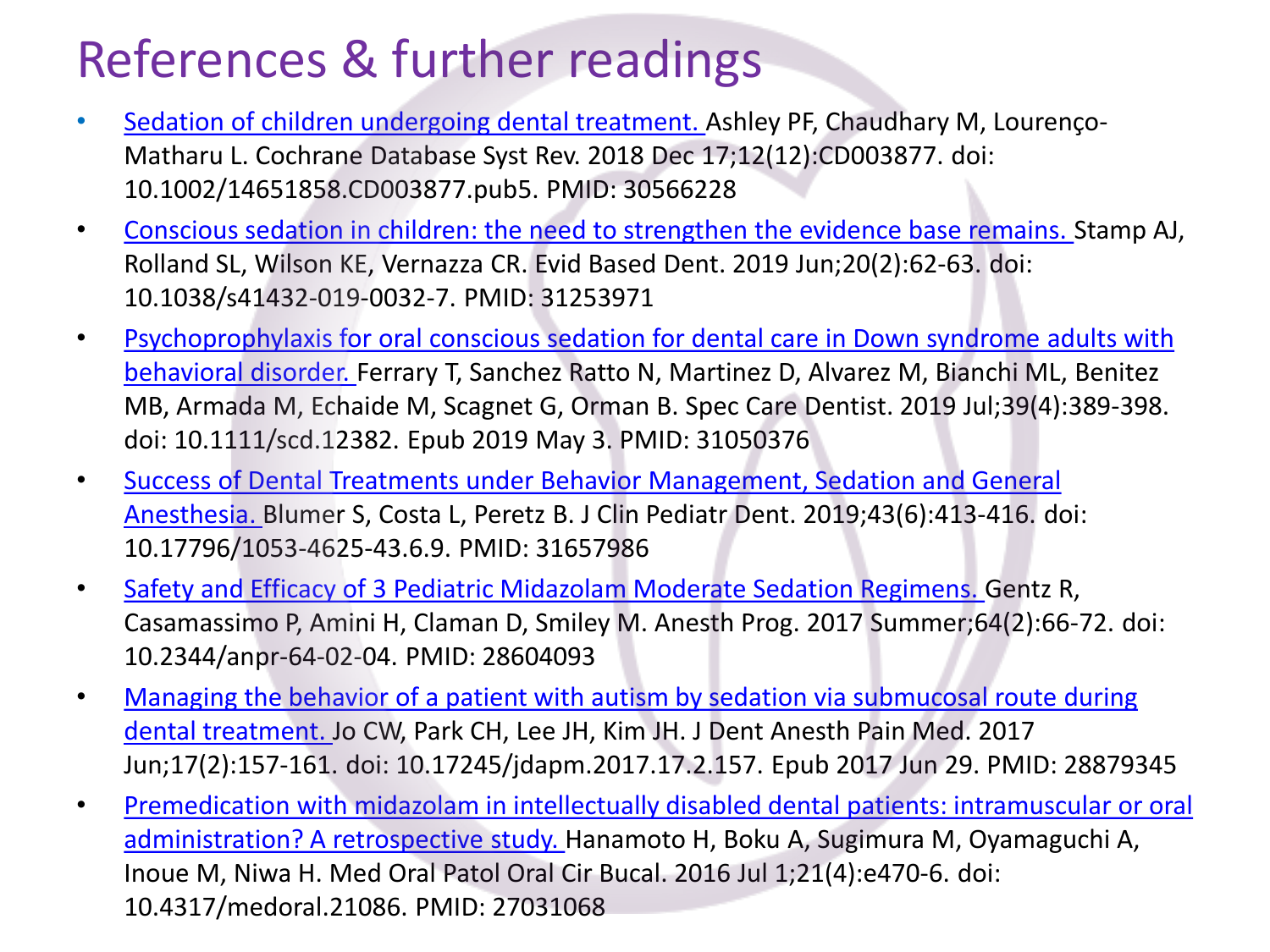# References & further readings

- Sedation of children undergoing dental treatment. Ashley PF, Chaudhary M, Lourenço-Matharu L. Cochrane Database Syst Rev. 2018 Dec 17;12(12):CD003877. doi: 10.1002/14651858.CD003877.pub5. PMID: 30566228
- Conscious sedation in children: the need to strengthen the evidence base remains. Stamp AJ, Rolland SL, Wilson KE, Vernazza CR. Evid Based Dent. 2019 Jun;20(2):62-63. doi: 10.1038/s41432-019-0032-7. PMID: 31253971
- Psychoprophylaxis for oral conscious sedation for dental care in Down syndrome adults with behavioral disorder. Ferrary T, Sanchez Ratto N, Martinez D, Alvarez M, Bianchi ML, Benitez MB, Armada M, Echaide M, Scagnet G, Orman B. Spec Care Dentist. 2019 Jul;39(4):389-398. doi: 10.1111/scd.12382. Epub 2019 May 3. PMID: 31050376
- Success of Dental Treatments under Behavior Management, Sedation and General Anesthesia. Blumer S, Costa L, Peretz B. J Clin Pediatr Dent. 2019;43(6):413-416. doi: 10.17796/1053-4625-43.6.9. PMID: 31657986
- Safety and Efficacy of 3 Pediatric Midazolam Moderate Sedation Regimens. Gentz R, Casamassimo P, Amini H, Claman D, Smiley M. Anesth Prog. 2017 Summer;64(2):66-72. doi: 10.2344/anpr-64-02-04. PMID: 28604093
- Managing the behavior of a patient with autism by sedation via submucosal route during dental treatment. Jo CW, Park CH, Lee JH, Kim JH. J Dent Anesth Pain Med. 2017 Jun;17(2):157-161. doi: 10.17245/jdapm.2017.17.2.157. Epub 2017 Jun 29. PMID: 28879345
- Premedication with midazolam in intellectually disabled dental patients: intramuscular or oral administration? A retrospective study. Hanamoto H, Boku A, Sugimura M, Oyamaguchi A, Inoue M, Niwa H. Med Oral Patol Oral Cir Bucal. 2016 Jul 1;21(4):e470-6. doi: 10.4317/medoral.21086. PMID: 27031068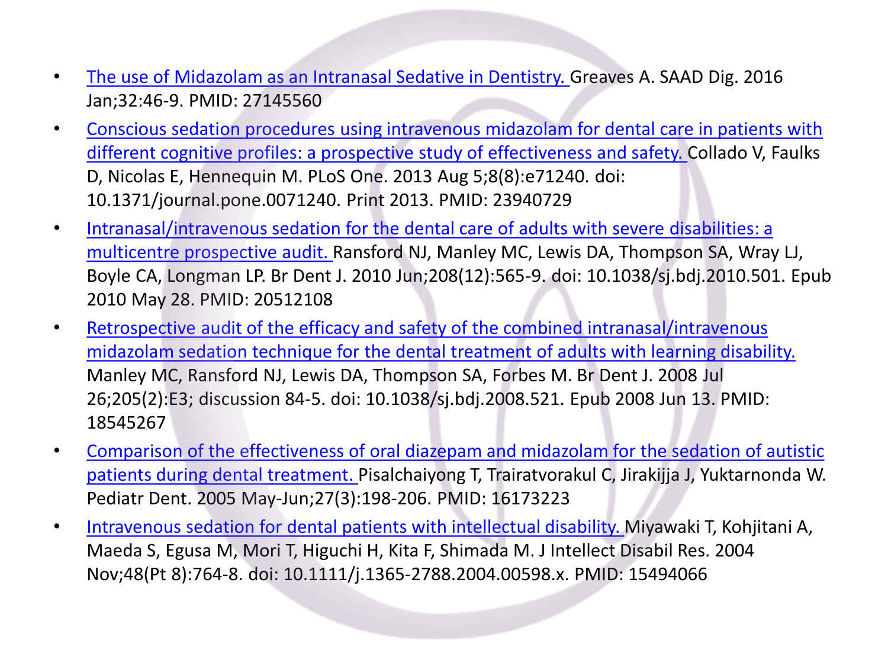- The use of Midazolam as an Intranasal Sedative in Dentistry. Greaves A. SAAD Dig. 2016 Jan;32:46-9. PMID: 27145560
- Conscious sedation procedures using intravenous midazolam for dental care in patients with different cognitive profiles: a prospective study of effectiveness and safety. Collado V, Faulks D, Nicolas E, Hennequin M. PLoS One. 2013 Aug 5;8(8):e71240. doi: 10.1371/journal.pone.0071240. Print 2013. PMID: 23940729
- Intranasal/intravenous sedation for the dental care of adults with severe disabilities: a multicentre prospective audit. Ransford NJ, Manley MC, Lewis DA, Thompson SA, Wray LJ, Boyle CA, Longman LP. Br Dent J. 2010 Jun;208(12):565-9. doi: 10.1038/sj.bdj.2010.501. Epub 2010 May 28. PMID: 20512108
- Retrospective audit of the efficacy and safety of the combined intranasal/intravenous midazolam sedation technique for the dental treatment of adults with learning disability. Manley MC, Ransford NJ, Lewis DA, Thompson SA, Forbes M. Br Dent J. 2008 Jul 26;205(2):E3; discussion 84-5. doi: 10.1038/sj.bdj.2008.521. Epub 2008 Jun 13. PMID: 18545267
- Comparison of the effectiveness of oral diazepam and midazolam for the sedation of autistic patients during dental treatment. Pisalchaiyong T, Trairatvorakul C, Jirakijja J, Yuktarnonda W. Pediatr Dent. 2005 May-Jun;27(3):198-206. PMID: 16173223
- Intravenous sedation for dental patients with intellectual disability. Miyawaki T, Kohjitani A, Maeda S, Egusa M, Mori T, Higuchi H, Kita F, Shimada M. J Intellect Disabil Res. 2004 Nov;48(Pt 8):764-8. doi: 10.1111/j.1365-2788.2004.00598.x. PMID: 15494066